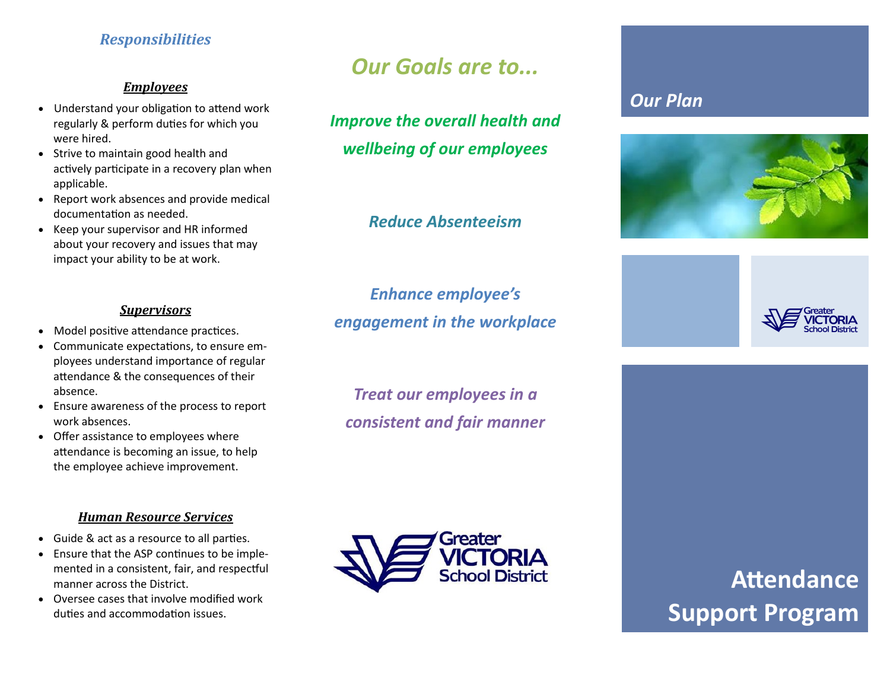## *Responsibilities*

### ***Employees***

- Understand your obligation to attend work regularly & perform duties for which you were hired.
- Strive to maintain good health and actively participate in a recovery plan when applicable.
- Report work absences and provide medical documentation as needed.
- Keep your supervisor and HR informed about your recovery and issues that may impact your ability to be at work.

### ***Supervisors***

- Model positive attendance practices.
- Communicate expectations, to ensure employees understand importance of regular attendance & the consequences of their absence.
- Ensure awareness of the process to report work absences.
- Offer assistance to employees where attendance is becoming an issue, to help the employee achieve improvement.

### ***Human Resource Services***

- Guide & act as a resource to all parties.
- Ensure that the ASP continues to be implemented in a consistent, fair, and respectful manner across the District.
- Oversee cases that involve modified work duties and accommodation issues.

## *Our Goals are to...*

***Improve the overall health and wellbeing of our employees***

***Reduce Absenteeism***

***Enhance employee's engagement in the workplace***

***Treat our employees in a consistent and fair manner***

Greater VICTORIA School District

## *Our Plan*

Greater VICTORIA School District

# Attendance Support Program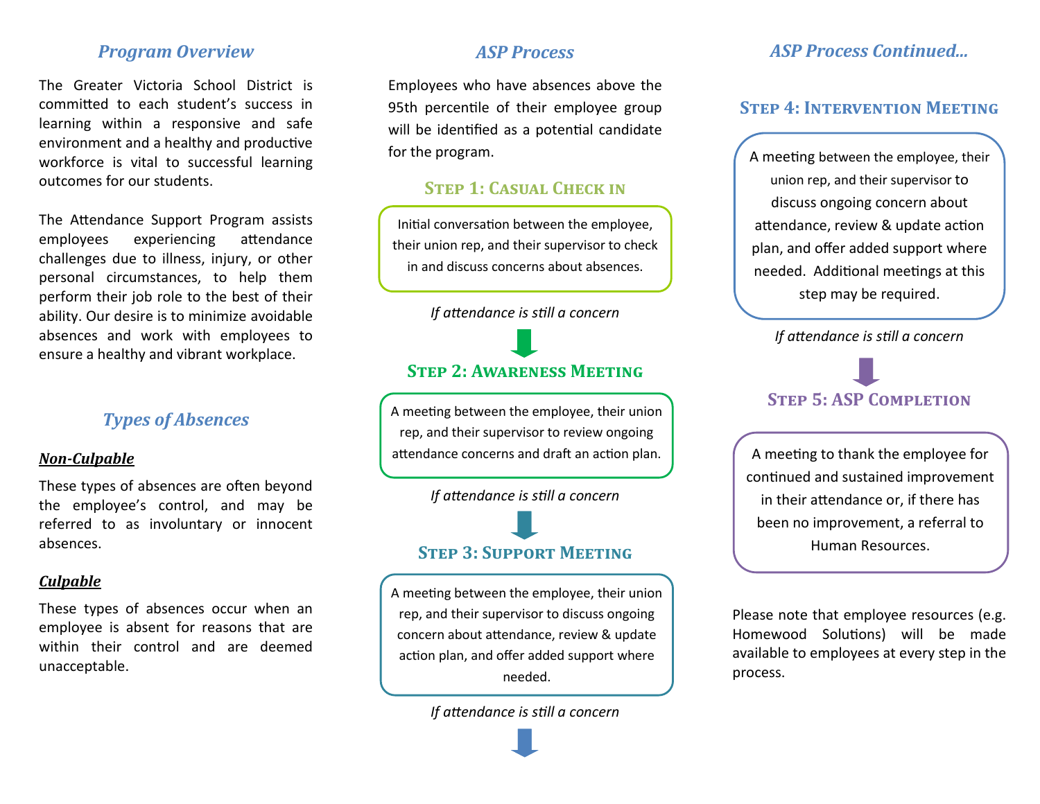## *Program Overview*

The Greater Victoria School District is committed to each student's success in learning within a responsive and safe environment and a healthy and productive workforce is vital to successful learning outcomes for our students.

The Attendance Support Program assists employees experiencing attendance challenges due to illness, injury, or other personal circumstances, to help them perform their job role to the best of their ability. Our desire is to minimize avoidable absences and work with employees to ensure a healthy and vibrant workplace.

## *Types of Absences*

***Non-Culpable***

These types of absences are often beyond the employee's control, and may be referred to as involuntary or innocent absences.

***Culpable***

These types of absences occur when an employee is absent for reasons that are within their control and are deemed unacceptable.

## *ASP Process*

Employees who have absences above the 95th percentile of their employee group will be identified as a potential candidate for the program.

### Step 1: Casual Check in

Initial conversation between the employee, their union rep, and their supervisor to check in and discuss concerns about absences.

*If attendance is still a concern*

### Step 2: Awareness Meeting

A meeting between the employee, their union rep, and their supervisor to review ongoing attendance concerns and draft an action plan.

*If attendance is still a concern*

### Step 3: Support Meeting

A meeting between the employee, their union rep, and their supervisor to discuss ongoing concern about attendance, review & update action plan, and offer added support where needed.

*If attendance is still a concern*

## *ASP Process Continued...*

### Step 4: Intervention Meeting

A meeting between the employee, their union rep, and their supervisor to discuss ongoing concern about attendance, review & update action plan, and offer added support where needed. Additional meetings at this step may be required.

*If attendance is still a concern*

### Step 5: ASP Completion

A meeting to thank the employee for continued and sustained improvement in their attendance or, if there has been no improvement, a referral to Human Resources.

Please note that employee resources (e.g. Homewood Solutions) will be made available to employees at every step in the process.